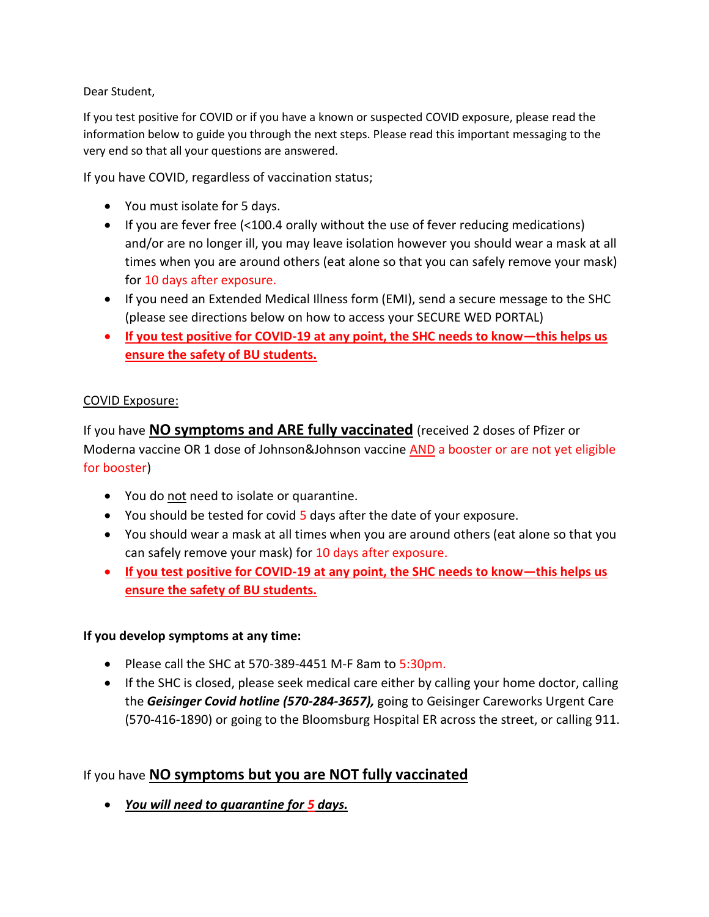Dear Student,

If you test positive for COVID or if you have a known or suspected COVID exposure, please read the information below to guide you through the next steps. Please read this important messaging to the very end so that all your questions are answered.

If you have COVID, regardless of vaccination status;

- You must isolate for 5 days.
- If you are fever free (<100.4 orally without the use of fever reducing medications) and/or are no longer ill, you may leave isolation however you should wear a mask at all times when you are around others (eat alone so that you can safely remove your mask) for 10 days after exposure.
- If you need an Extended Medical Illness form (EMI), send a secure message to the SHC (please see directions below on how to access your SECURE WED PORTAL)
- **If you test positive for COVID-19 at any point, the SHC needs to know—this helps us ensure the safety of BU students.**

COVID Exposure:

If you have **NO symptoms and ARE fully vaccinated** (received 2 doses of Pfizer or Moderna vaccine OR 1 dose of Johnson&Johnson vaccine AND a booster or are not yet eligible for booster)

- You do not need to isolate or quarantine.
- You should be tested for covid 5 days after the date of your exposure.
- You should wear a mask at all times when you are around others (eat alone so that you can safely remove your mask) for 10 days after exposure.
- **If you test positive for COVID-19 at any point, the SHC needs to know—this helps us ensure the safety of BU students.**

**If you develop symptoms at any time:**

- Please call the SHC at 570-389-4451 M-F 8am to 5:30pm.
- If the SHC is closed, please seek medical care either by calling your home doctor, calling the ***Geisinger Covid hotline (570-284-3657),*** going to Geisinger Careworks Urgent Care (570-416-1890) or going to the Bloomsburg Hospital ER across the street, or calling 911.

If you have **NO symptoms but you are NOT fully vaccinated**

- ***You will need to quarantine for 5 days.***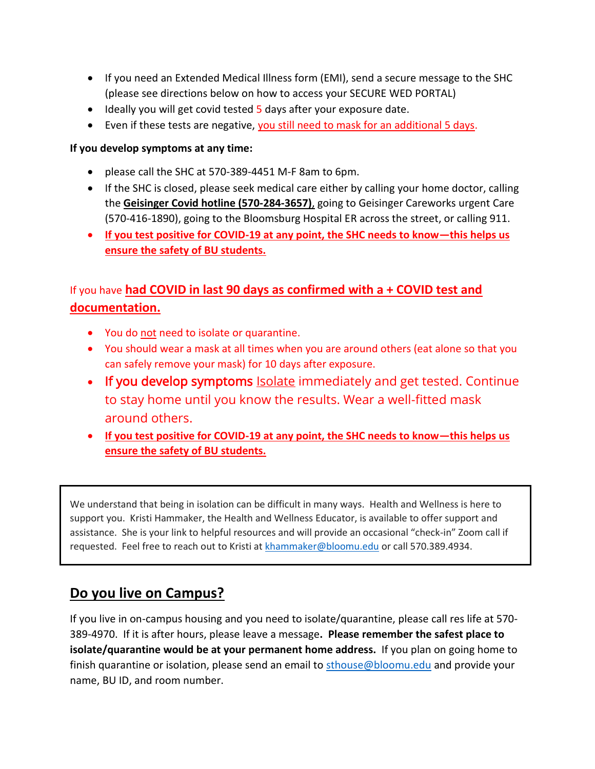- If you need an Extended Medical Illness form (EMI), send a secure message to the SHC (please see directions below on how to access your SECURE WED PORTAL)
- Ideally you will get covid tested 5 days after your exposure date.
- Even if these tests are negative, you still need to mask for an additional 5 days.

**If you develop symptoms at any time:**

- please call the SHC at 570-389-4451 M-F 8am to 6pm.
- If the SHC is closed, please seek medical care either by calling your home doctor, calling the **Geisinger Covid hotline (570-284-3657)**, going to Geisinger Careworks urgent Care (570-416-1890), going to the Bloomsburg Hospital ER across the street, or calling 911.
- **If you test positive for COVID-19 at any point, the SHC needs to know—this helps us ensure the safety of BU students.**

### If you have **had COVID in last 90 days as confirmed with a + COVID test and documentation.**

- You do not need to isolate or quarantine.
- You should wear a mask at all times when you are around others (eat alone so that you can safely remove your mask) for 10 days after exposure.
- If you develop symptoms Isolate immediately and get tested. Continue to stay home until you know the results. Wear a well-fitted mask around others.
- **If you test positive for COVID-19 at any point, the SHC needs to know—this helps us ensure the safety of BU students.**

> We understand that being in isolation can be difficult in many ways. Health and Wellness is here to support you. Kristi Hammaker, the Health and Wellness Educator, is available to offer support and assistance. She is your link to helpful resources and will provide an occasional "check-in" Zoom call if requested. Feel free to reach out to Kristi at khammaker@bloomu.edu or call 570.389.4934.

## Do you live on Campus?

If you live in on-campus housing and you need to isolate/quarantine, please call res life at 570-389-4970. If it is after hours, please leave a message**.** **Please remember the safest place to isolate/quarantine would be at your permanent home address.** If you plan on going home to finish quarantine or isolation, please send an email to sthouse@bloomu.edu and provide your name, BU ID, and room number.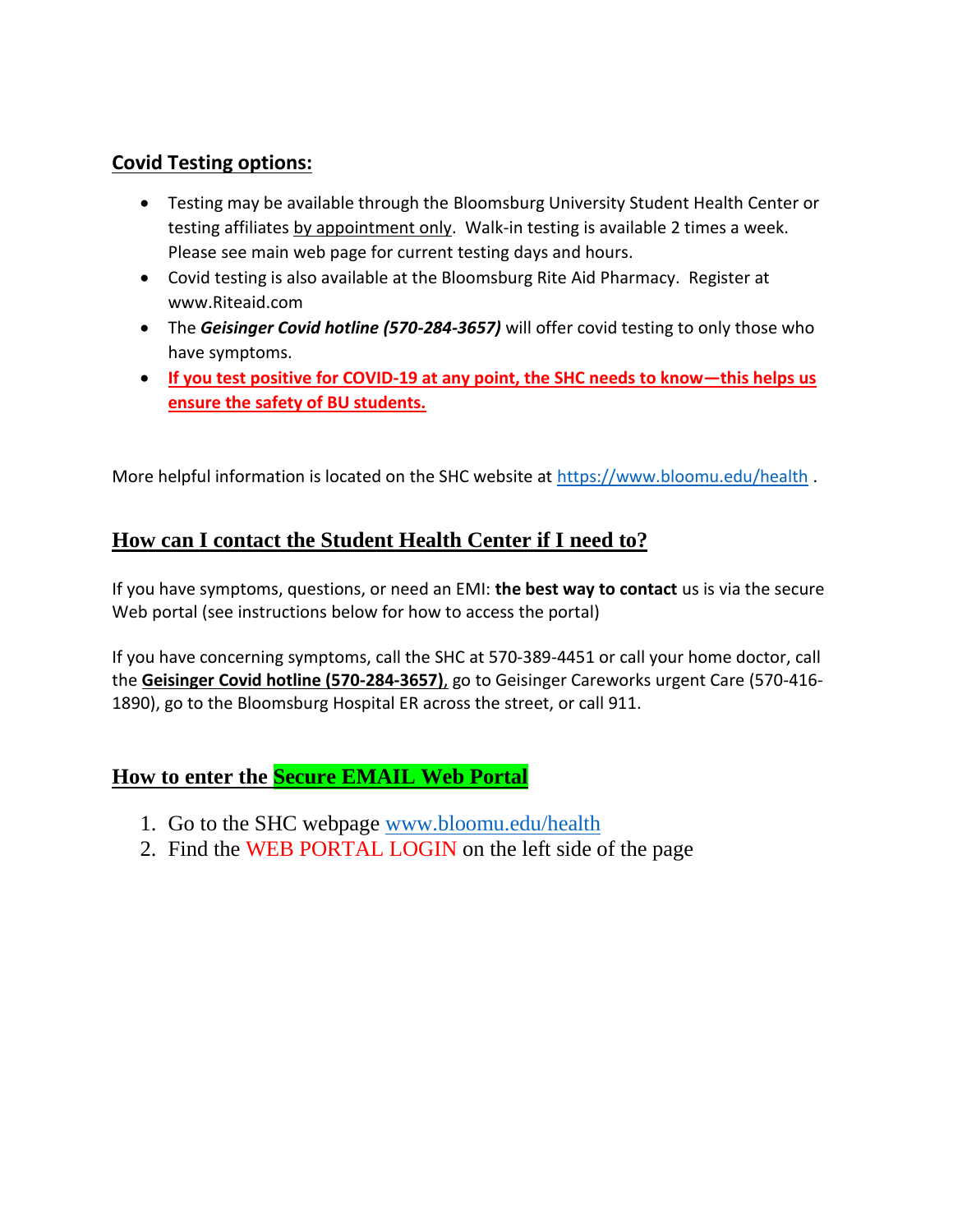## Covid Testing options:

- Testing may be available through the Bloomsburg University Student Health Center or testing affiliates by appointment only. Walk-in testing is available 2 times a week. Please see main web page for current testing days and hours.
- Covid testing is also available at the Bloomsburg Rite Aid Pharmacy. Register at www.Riteaid.com
- The ***Geisinger Covid hotline (570-284-3657)*** will offer covid testing to only those who have symptoms.
- **If you test positive for COVID-19 at any point, the SHC needs to know—this helps us ensure the safety of BU students.**

More helpful information is located on the SHC website at [https://www.bloomu.edu/health](https://www.bloomu.edu/health) .

## How can I contact the Student Health Center if I need to?

If you have symptoms, questions, or need an EMI: **the best way to contact** us is via the secure Web portal (see instructions below for how to access the portal)

If you have concerning symptoms, call the SHC at 570-389-4451 or call your home doctor, call the **Geisinger Covid hotline (570-284-3657)**, go to Geisinger Careworks urgent Care (570-416-1890), go to the Bloomsburg Hospital ER across the street, or call 911.

## How to enter the Secure EMAIL Web Portal

1. Go to the SHC webpage [www.bloomu.edu/health](www.bloomu.edu/health)
2. Find the WEB PORTAL LOGIN on the left side of the page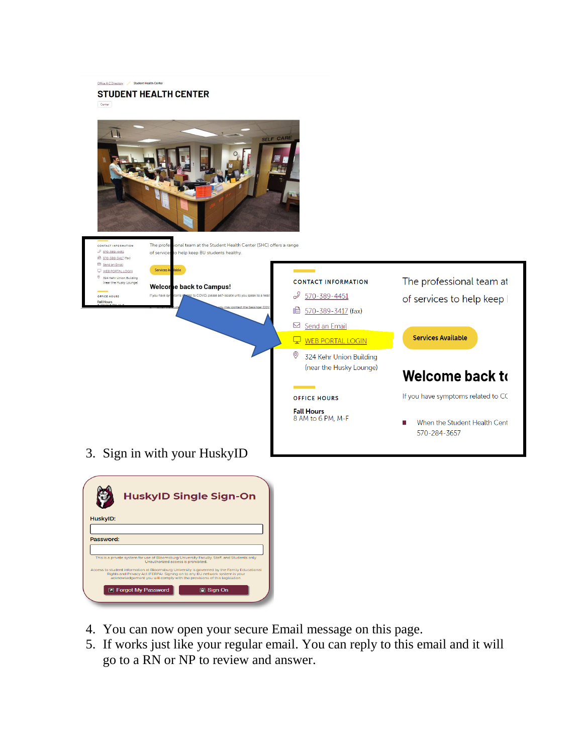3. Sign in with your HuskyID
4. You can now open your secure Email message on this page.
5. If works just like your regular email. You can reply to this email and it will go to a RN or NP to review and answer.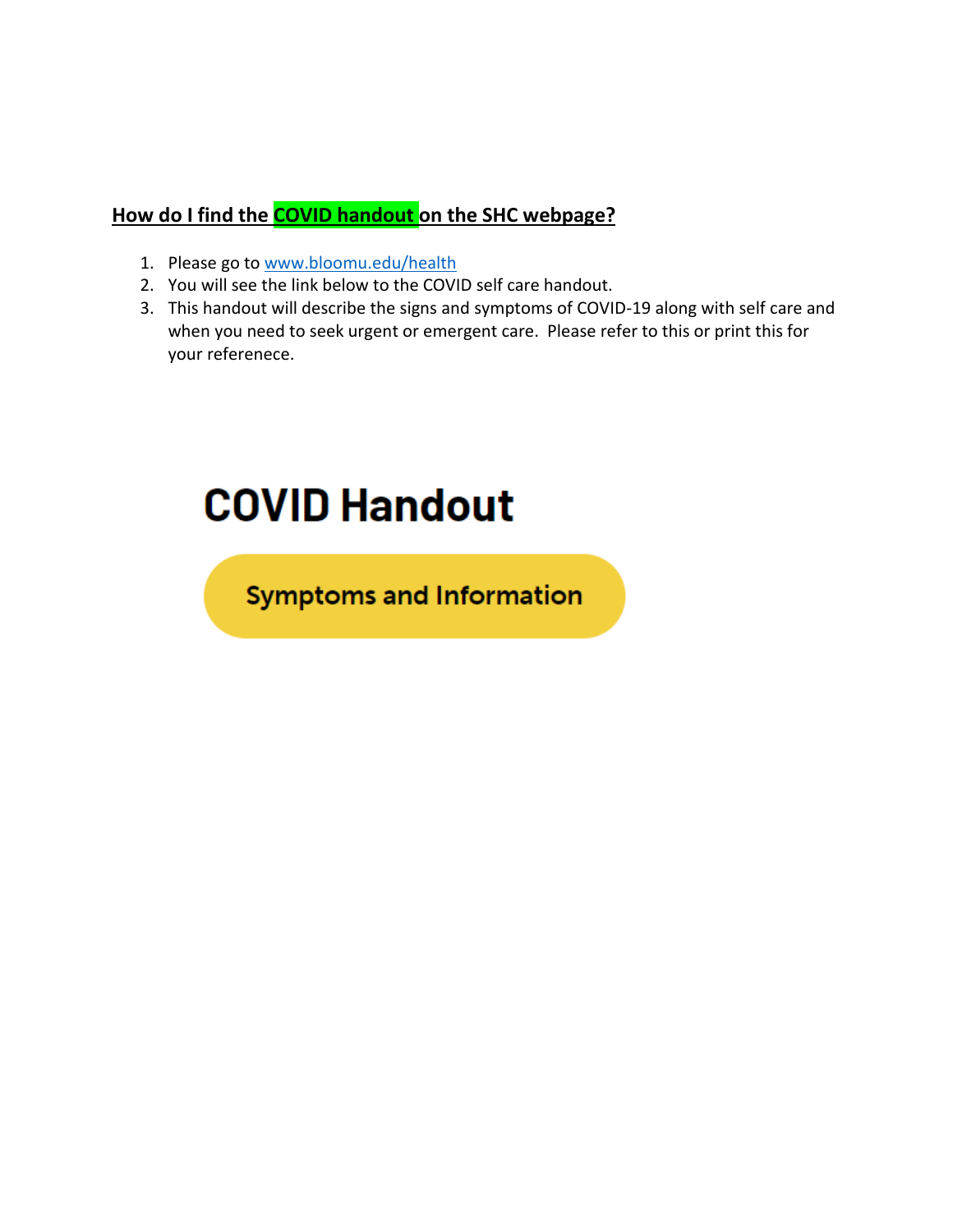**How do I find the COVID handout on the SHC webpage?**

1. Please go to www.bloomu.edu/health
2. You will see the link below to the COVID self care handout.
3. This handout will describe the signs and symptoms of COVID-19 along with self care and when you need to seek urgent or emergent care. Please refer to this or print this for your referenece.

**COVID Handout**

Symptoms and Information